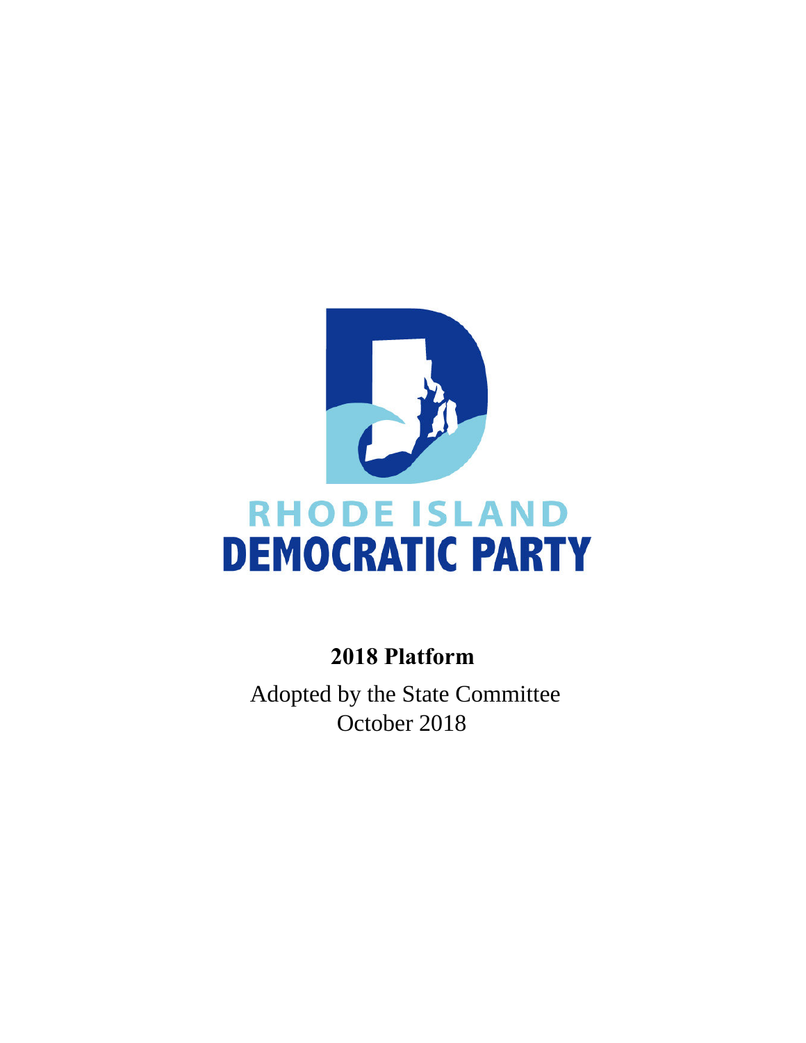RHODE ISLAND
DEMOCRATIC PARTY

# 2018 Platform

Adopted by the State Committee
October 2018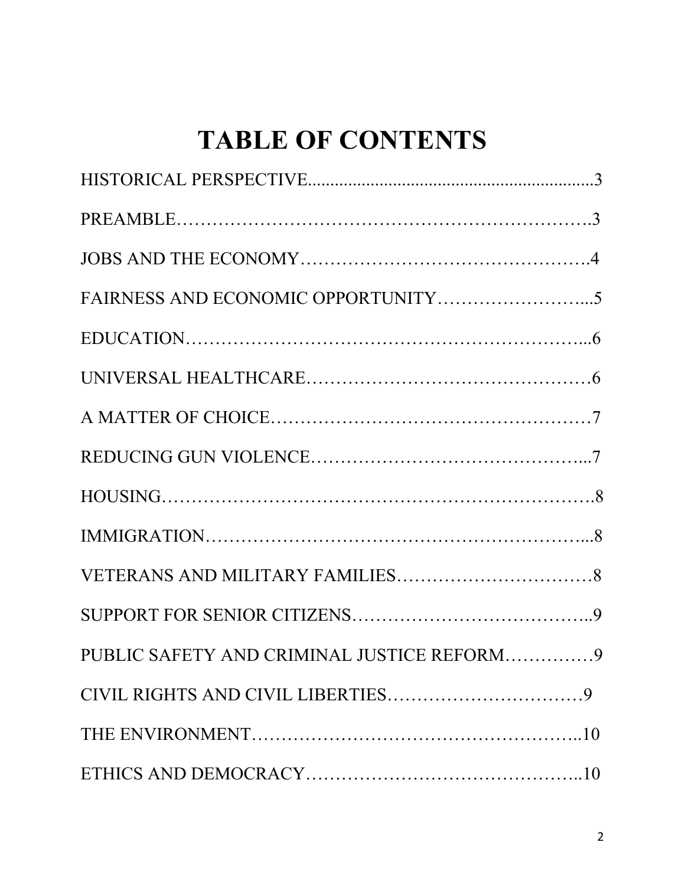# TABLE OF CONTENTS

HISTORICAL PERSPECTIVE.................................................................3

PREAMBLE…………………………………………………………….3

JOBS AND THE ECONOMY………………………………………….4

FAIRNESS AND ECONOMIC OPPORTUNITY…………………....5

EDUCATION………………………………………………………...6

UNIVERSAL HEALTHCARE…………………………………………6

A MATTER OF CHOICE………………………………………………7

REDUCING GUN VIOLENCE……………………………………...7

HOUSING…………………………………………………………….8

IMMIGRATION……………………………………………………...8

VETERANS AND MILITARY FAMILIES……………………………8

SUPPORT FOR SENIOR CITIZENS…………………………………..9

PUBLIC SAFETY AND CRIMINAL JUSTICE REFORM……………9

CIVIL RIGHTS AND CIVIL LIBERTIES……………………………9

THE ENVIRONMENT…………………………………………………..10

ETHICS AND DEMOCRACY………………………………………..10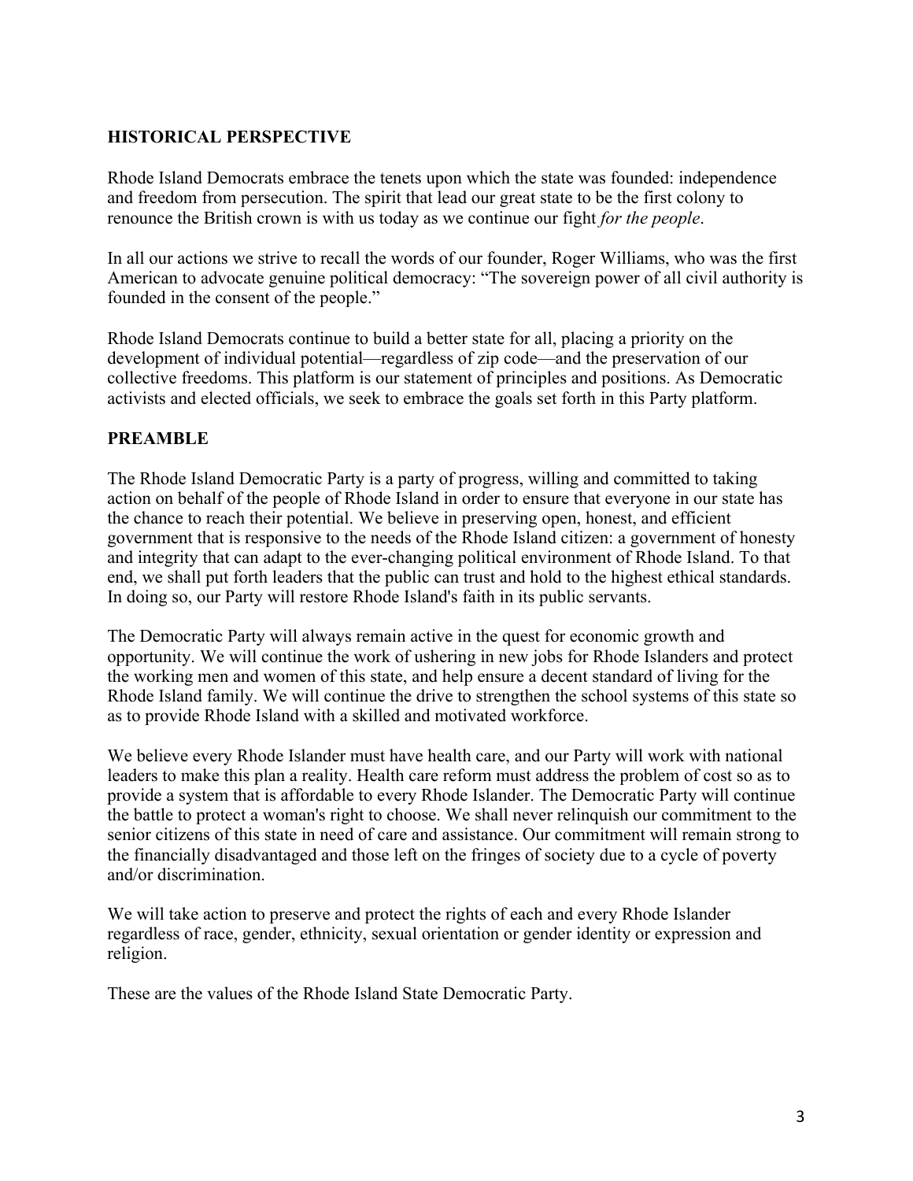## HISTORICAL PERSPECTIVE

Rhode Island Democrats embrace the tenets upon which the state was founded: independence and freedom from persecution. The spirit that lead our great state to be the first colony to renounce the British crown is with us today as we continue our fight *for the people*.

In all our actions we strive to recall the words of our founder, Roger Williams, who was the first American to advocate genuine political democracy: "The sovereign power of all civil authority is founded in the consent of the people."

Rhode Island Democrats continue to build a better state for all, placing a priority on the development of individual potential—regardless of zip code—and the preservation of our collective freedoms. This platform is our statement of principles and positions. As Democratic activists and elected officials, we seek to embrace the goals set forth in this Party platform.

## PREAMBLE

The Rhode Island Democratic Party is a party of progress, willing and committed to taking action on behalf of the people of Rhode Island in order to ensure that everyone in our state has the chance to reach their potential. We believe in preserving open, honest, and efficient government that is responsive to the needs of the Rhode Island citizen: a government of honesty and integrity that can adapt to the ever-changing political environment of Rhode Island. To that end, we shall put forth leaders that the public can trust and hold to the highest ethical standards. In doing so, our Party will restore Rhode Island's faith in its public servants.

The Democratic Party will always remain active in the quest for economic growth and opportunity. We will continue the work of ushering in new jobs for Rhode Islanders and protect the working men and women of this state, and help ensure a decent standard of living for the Rhode Island family. We will continue the drive to strengthen the school systems of this state so as to provide Rhode Island with a skilled and motivated workforce.

We believe every Rhode Islander must have health care, and our Party will work with national leaders to make this plan a reality. Health care reform must address the problem of cost so as to provide a system that is affordable to every Rhode Islander. The Democratic Party will continue the battle to protect a woman's right to choose. We shall never relinquish our commitment to the senior citizens of this state in need of care and assistance. Our commitment will remain strong to the financially disadvantaged and those left on the fringes of society due to a cycle of poverty and/or discrimination.

We will take action to preserve and protect the rights of each and every Rhode Islander regardless of race, gender, ethnicity, sexual orientation or gender identity or expression and religion.

These are the values of the Rhode Island State Democratic Party.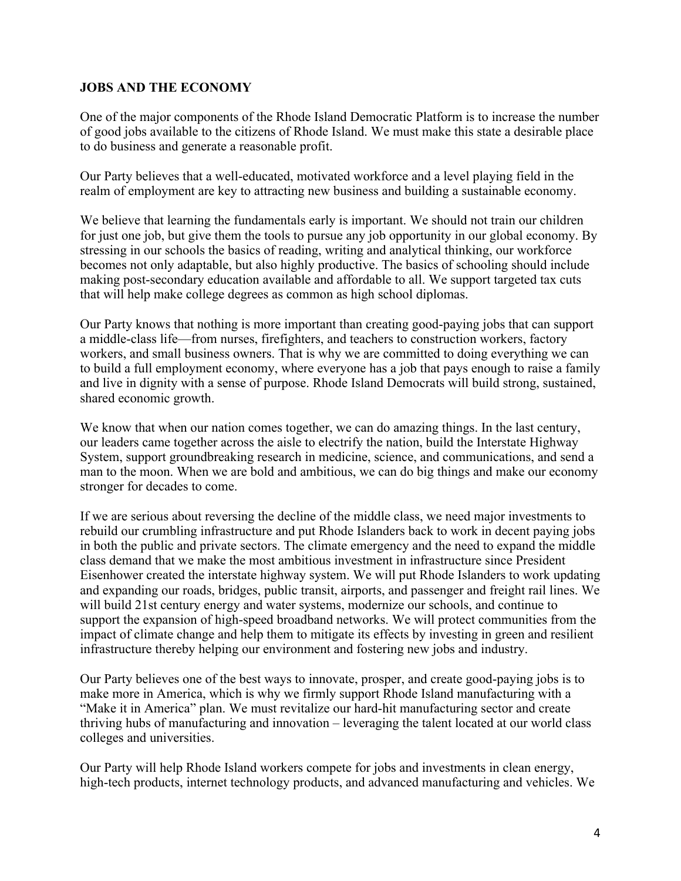**JOBS AND THE ECONOMY**

One of the major components of the Rhode Island Democratic Platform is to increase the number of good jobs available to the citizens of Rhode Island. We must make this state a desirable place to do business and generate a reasonable profit.

Our Party believes that a well-educated, motivated workforce and a level playing field in the realm of employment are key to attracting new business and building a sustainable economy.

We believe that learning the fundamentals early is important. We should not train our children for just one job, but give them the tools to pursue any job opportunity in our global economy. By stressing in our schools the basics of reading, writing and analytical thinking, our workforce becomes not only adaptable, but also highly productive. The basics of schooling should include making post-secondary education available and affordable to all. We support targeted tax cuts that will help make college degrees as common as high school diplomas.

Our Party knows that nothing is more important than creating good-paying jobs that can support a middle-class life—from nurses, firefighters, and teachers to construction workers, factory workers, and small business owners. That is why we are committed to doing everything we can to build a full employment economy, where everyone has a job that pays enough to raise a family and live in dignity with a sense of purpose. Rhode Island Democrats will build strong, sustained, shared economic growth.

We know that when our nation comes together, we can do amazing things. In the last century, our leaders came together across the aisle to electrify the nation, build the Interstate Highway System, support groundbreaking research in medicine, science, and communications, and send a man to the moon. When we are bold and ambitious, we can do big things and make our economy stronger for decades to come.

If we are serious about reversing the decline of the middle class, we need major investments to rebuild our crumbling infrastructure and put Rhode Islanders back to work in decent paying jobs in both the public and private sectors. The climate emergency and the need to expand the middle class demand that we make the most ambitious investment in infrastructure since President Eisenhower created the interstate highway system. We will put Rhode Islanders to work updating and expanding our roads, bridges, public transit, airports, and passenger and freight rail lines. We will build 21st century energy and water systems, modernize our schools, and continue to support the expansion of high-speed broadband networks. We will protect communities from the impact of climate change and help them to mitigate its effects by investing in green and resilient infrastructure thereby helping our environment and fostering new jobs and industry.

Our Party believes one of the best ways to innovate, prosper, and create good-paying jobs is to make more in America, which is why we firmly support Rhode Island manufacturing with a "Make it in America" plan. We must revitalize our hard-hit manufacturing sector and create thriving hubs of manufacturing and innovation – leveraging the talent located at our world class colleges and universities.

Our Party will help Rhode Island workers compete for jobs and investments in clean energy, high-tech products, internet technology products, and advanced manufacturing and vehicles. We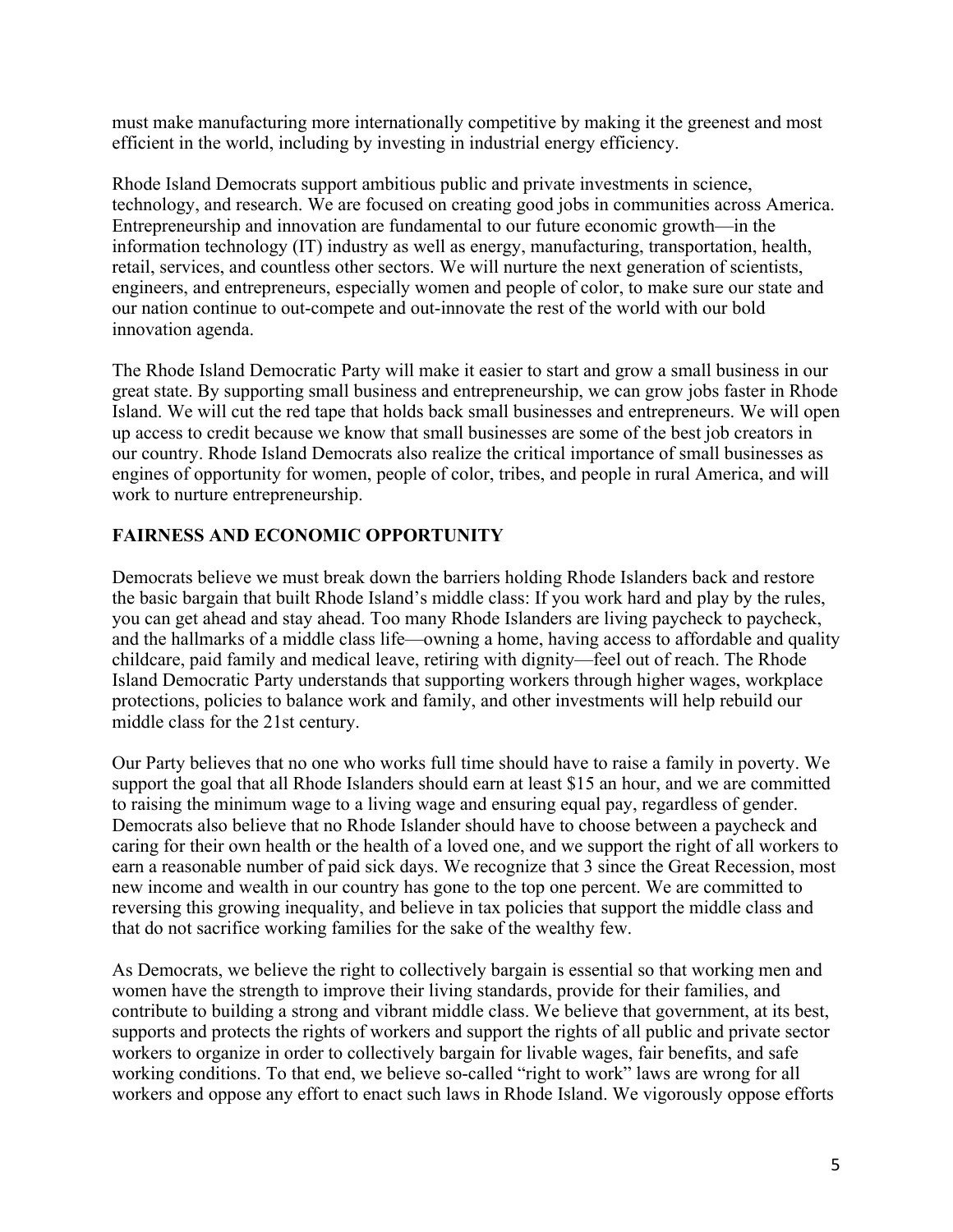must make manufacturing more internationally competitive by making it the greenest and most efficient in the world, including by investing in industrial energy efficiency.

Rhode Island Democrats support ambitious public and private investments in science, technology, and research. We are focused on creating good jobs in communities across America. Entrepreneurship and innovation are fundamental to our future economic growth—in the information technology (IT) industry as well as energy, manufacturing, transportation, health, retail, services, and countless other sectors. We will nurture the next generation of scientists, engineers, and entrepreneurs, especially women and people of color, to make sure our state and our nation continue to out-compete and out-innovate the rest of the world with our bold innovation agenda.

The Rhode Island Democratic Party will make it easier to start and grow a small business in our great state. By supporting small business and entrepreneurship, we can grow jobs faster in Rhode Island. We will cut the red tape that holds back small businesses and entrepreneurs. We will open up access to credit because we know that small businesses are some of the best job creators in our country. Rhode Island Democrats also realize the critical importance of small businesses as engines of opportunity for women, people of color, tribes, and people in rural America, and will work to nurture entrepreneurship.

## FAIRNESS AND ECONOMIC OPPORTUNITY

Democrats believe we must break down the barriers holding Rhode Islanders back and restore the basic bargain that built Rhode Island's middle class: If you work hard and play by the rules, you can get ahead and stay ahead. Too many Rhode Islanders are living paycheck to paycheck, and the hallmarks of a middle class life—owning a home, having access to affordable and quality childcare, paid family and medical leave, retiring with dignity—feel out of reach. The Rhode Island Democratic Party understands that supporting workers through higher wages, workplace protections, policies to balance work and family, and other investments will help rebuild our middle class for the 21st century.

Our Party believes that no one who works full time should have to raise a family in poverty. We support the goal that all Rhode Islanders should earn at least $15 an hour, and we are committed to raising the minimum wage to a living wage and ensuring equal pay, regardless of gender. Democrats also believe that no Rhode Islander should have to choose between a paycheck and caring for their own health or the health of a loved one, and we support the right of all workers to earn a reasonable number of paid sick days. We recognize that 3 since the Great Recession, most new income and wealth in our country has gone to the top one percent. We are committed to reversing this growing inequality, and believe in tax policies that support the middle class and that do not sacrifice working families for the sake of the wealthy few.

As Democrats, we believe the right to collectively bargain is essential so that working men and women have the strength to improve their living standards, provide for their families, and contribute to building a strong and vibrant middle class. We believe that government, at its best, supports and protects the rights of workers and support the rights of all public and private sector workers to organize in order to collectively bargain for livable wages, fair benefits, and safe working conditions. To that end, we believe so-called "right to work" laws are wrong for all workers and oppose any effort to enact such laws in Rhode Island. We vigorously oppose efforts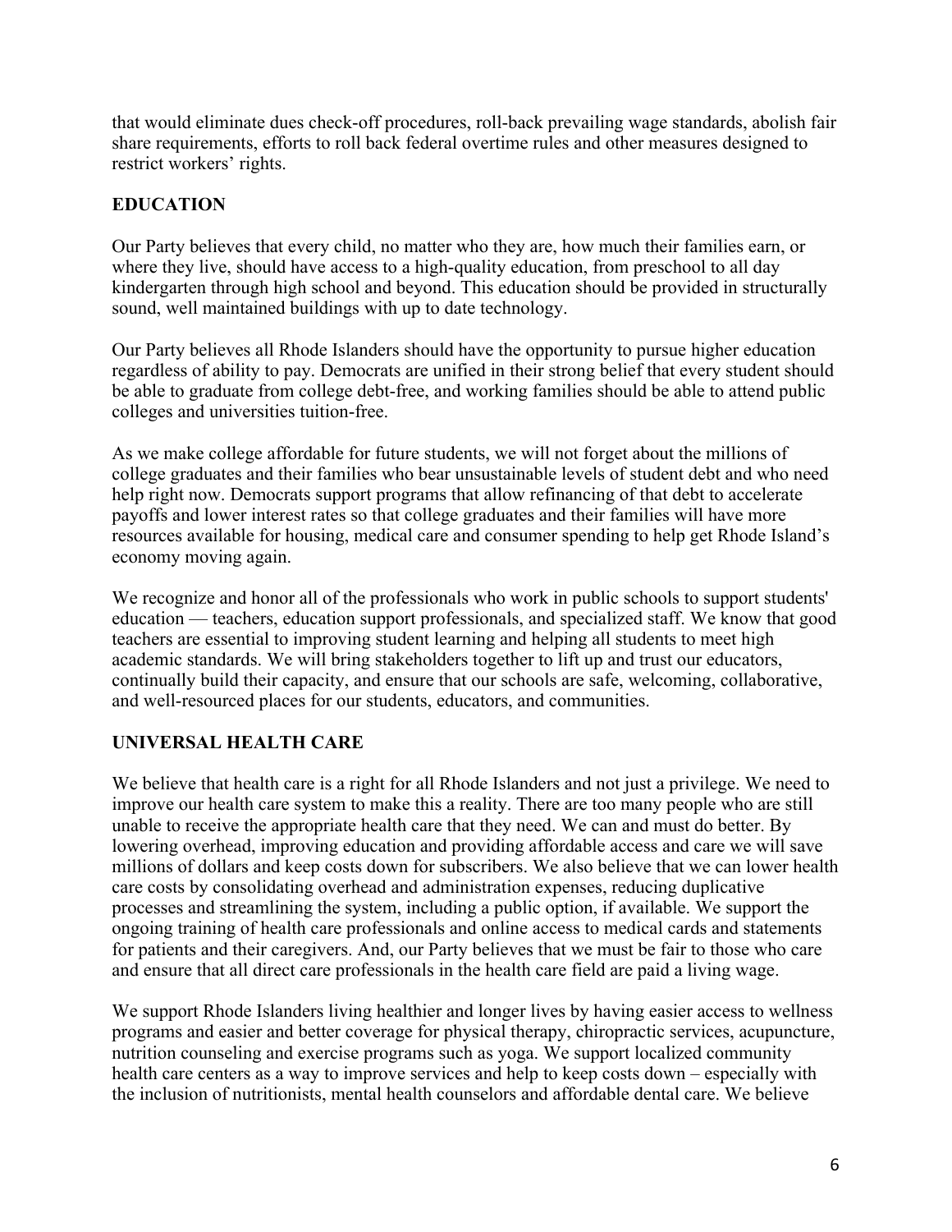that would eliminate dues check-off procedures, roll-back prevailing wage standards, abolish fair share requirements, efforts to roll back federal overtime rules and other measures designed to restrict workers' rights.

## EDUCATION

Our Party believes that every child, no matter who they are, how much their families earn, or where they live, should have access to a high-quality education, from preschool to all day kindergarten through high school and beyond. This education should be provided in structurally sound, well maintained buildings with up to date technology.

Our Party believes all Rhode Islanders should have the opportunity to pursue higher education regardless of ability to pay. Democrats are unified in their strong belief that every student should be able to graduate from college debt-free, and working families should be able to attend public colleges and universities tuition-free.

As we make college affordable for future students, we will not forget about the millions of college graduates and their families who bear unsustainable levels of student debt and who need help right now. Democrats support programs that allow refinancing of that debt to accelerate payoffs and lower interest rates so that college graduates and their families will have more resources available for housing, medical care and consumer spending to help get Rhode Island's economy moving again.

We recognize and honor all of the professionals who work in public schools to support students' education — teachers, education support professionals, and specialized staff. We know that good teachers are essential to improving student learning and helping all students to meet high academic standards. We will bring stakeholders together to lift up and trust our educators, continually build their capacity, and ensure that our schools are safe, welcoming, collaborative, and well-resourced places for our students, educators, and communities.

## UNIVERSAL HEALTH CARE

We believe that health care is a right for all Rhode Islanders and not just a privilege. We need to improve our health care system to make this a reality. There are too many people who are still unable to receive the appropriate health care that they need. We can and must do better. By lowering overhead, improving education and providing affordable access and care we will save millions of dollars and keep costs down for subscribers. We also believe that we can lower health care costs by consolidating overhead and administration expenses, reducing duplicative processes and streamlining the system, including a public option, if available. We support the ongoing training of health care professionals and online access to medical cards and statements for patients and their caregivers. And, our Party believes that we must be fair to those who care and ensure that all direct care professionals in the health care field are paid a living wage.

We support Rhode Islanders living healthier and longer lives by having easier access to wellness programs and easier and better coverage for physical therapy, chiropractic services, acupuncture, nutrition counseling and exercise programs such as yoga. We support localized community health care centers as a way to improve services and help to keep costs down – especially with the inclusion of nutritionists, mental health counselors and affordable dental care. We believe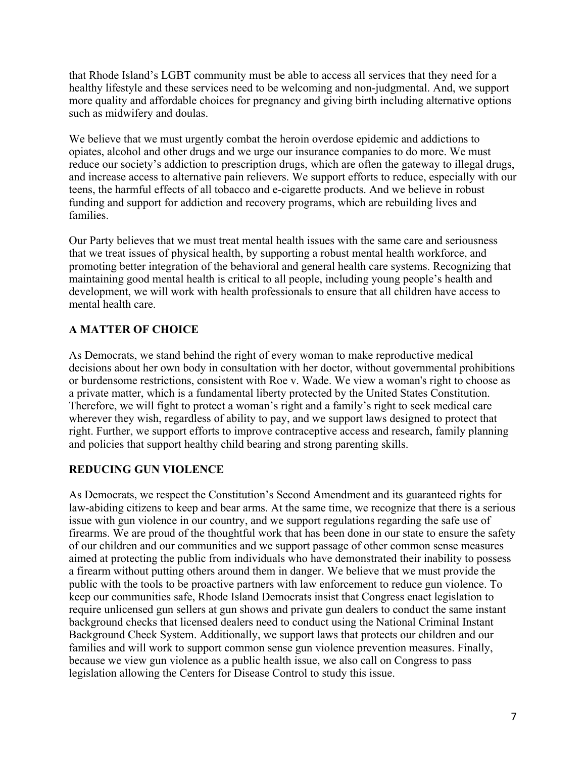that Rhode Island's LGBT community must be able to access all services that they need for a healthy lifestyle and these services need to be welcoming and non-judgmental. And, we support more quality and affordable choices for pregnancy and giving birth including alternative options such as midwifery and doulas.

We believe that we must urgently combat the heroin overdose epidemic and addictions to opiates, alcohol and other drugs and we urge our insurance companies to do more. We must reduce our society's addiction to prescription drugs, which are often the gateway to illegal drugs, and increase access to alternative pain relievers. We support efforts to reduce, especially with our teens, the harmful effects of all tobacco and e-cigarette products. And we believe in robust funding and support for addiction and recovery programs, which are rebuilding lives and families.

Our Party believes that we must treat mental health issues with the same care and seriousness that we treat issues of physical health, by supporting a robust mental health workforce, and promoting better integration of the behavioral and general health care systems. Recognizing that maintaining good mental health is critical to all people, including young people's health and development, we will work with health professionals to ensure that all children have access to mental health care.

## A MATTER OF CHOICE

As Democrats, we stand behind the right of every woman to make reproductive medical decisions about her own body in consultation with her doctor, without governmental prohibitions or burdensome restrictions, consistent with Roe v. Wade. We view a woman's right to choose as a private matter, which is a fundamental liberty protected by the United States Constitution. Therefore, we will fight to protect a woman's right and a family's right to seek medical care wherever they wish, regardless of ability to pay, and we support laws designed to protect that right. Further, we support efforts to improve contraceptive access and research, family planning and policies that support healthy child bearing and strong parenting skills.

## REDUCING GUN VIOLENCE

As Democrats, we respect the Constitution's Second Amendment and its guaranteed rights for law-abiding citizens to keep and bear arms. At the same time, we recognize that there is a serious issue with gun violence in our country, and we support regulations regarding the safe use of firearms. We are proud of the thoughtful work that has been done in our state to ensure the safety of our children and our communities and we support passage of other common sense measures aimed at protecting the public from individuals who have demonstrated their inability to possess a firearm without putting others around them in danger. We believe that we must provide the public with the tools to be proactive partners with law enforcement to reduce gun violence. To keep our communities safe, Rhode Island Democrats insist that Congress enact legislation to require unlicensed gun sellers at gun shows and private gun dealers to conduct the same instant background checks that licensed dealers need to conduct using the National Criminal Instant Background Check System. Additionally, we support laws that protects our children and our families and will work to support common sense gun violence prevention measures. Finally, because we view gun violence as a public health issue, we also call on Congress to pass legislation allowing the Centers for Disease Control to study this issue.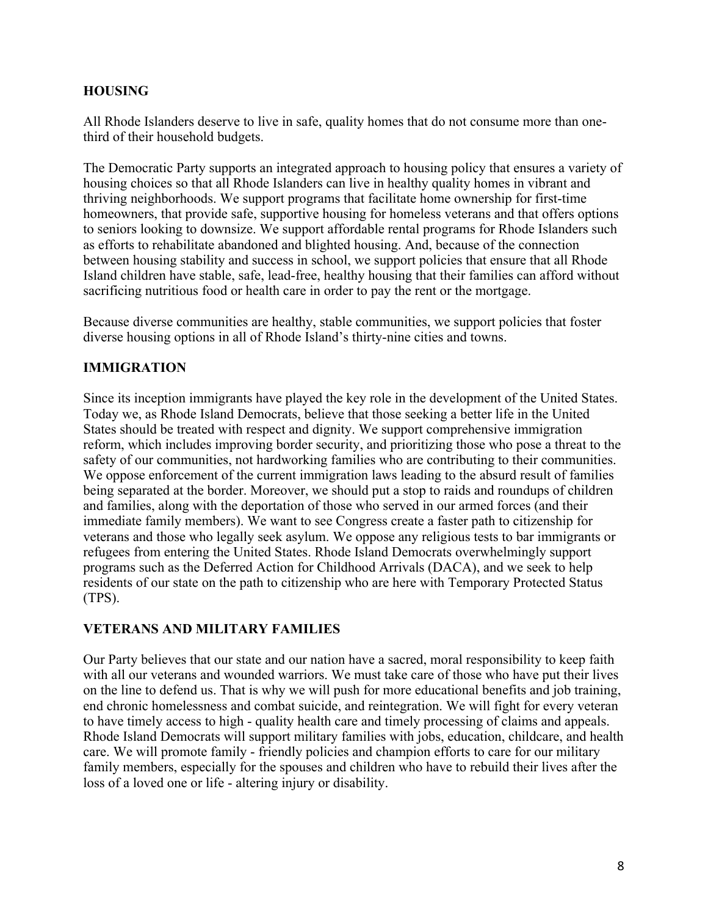## HOUSING

All Rhode Islanders deserve to live in safe, quality homes that do not consume more than one-third of their household budgets.

The Democratic Party supports an integrated approach to housing policy that ensures a variety of housing choices so that all Rhode Islanders can live in healthy quality homes in vibrant and thriving neighborhoods. We support programs that facilitate home ownership for first-time homeowners, that provide safe, supportive housing for homeless veterans and that offers options to seniors looking to downsize. We support affordable rental programs for Rhode Islanders such as efforts to rehabilitate abandoned and blighted housing. And, because of the connection between housing stability and success in school, we support policies that ensure that all Rhode Island children have stable, safe, lead-free, healthy housing that their families can afford without sacrificing nutritious food or health care in order to pay the rent or the mortgage.

Because diverse communities are healthy, stable communities, we support policies that foster diverse housing options in all of Rhode Island's thirty-nine cities and towns.

## IMMIGRATION

Since its inception immigrants have played the key role in the development of the United States. Today we, as Rhode Island Democrats, believe that those seeking a better life in the United States should be treated with respect and dignity. We support comprehensive immigration reform, which includes improving border security, and prioritizing those who pose a threat to the safety of our communities, not hardworking families who are contributing to their communities. We oppose enforcement of the current immigration laws leading to the absurd result of families being separated at the border. Moreover, we should put a stop to raids and roundups of children and families, along with the deportation of those who served in our armed forces (and their immediate family members). We want to see Congress create a faster path to citizenship for veterans and those who legally seek asylum. We oppose any religious tests to bar immigrants or refugees from entering the United States. Rhode Island Democrats overwhelmingly support programs such as the Deferred Action for Childhood Arrivals (DACA), and we seek to help residents of our state on the path to citizenship who are here with Temporary Protected Status (TPS).

## VETERANS AND MILITARY FAMILIES

Our Party believes that our state and our nation have a sacred, moral responsibility to keep faith with all our veterans and wounded warriors. We must take care of those who have put their lives on the line to defend us. That is why we will push for more educational benefits and job training, end chronic homelessness and combat suicide, and reintegration. We will fight for every veteran to have timely access to high - quality health care and timely processing of claims and appeals. Rhode Island Democrats will support military families with jobs, education, childcare, and health care. We will promote family - friendly policies and champion efforts to care for our military family members, especially for the spouses and children who have to rebuild their lives after the loss of a loved one or life - altering injury or disability.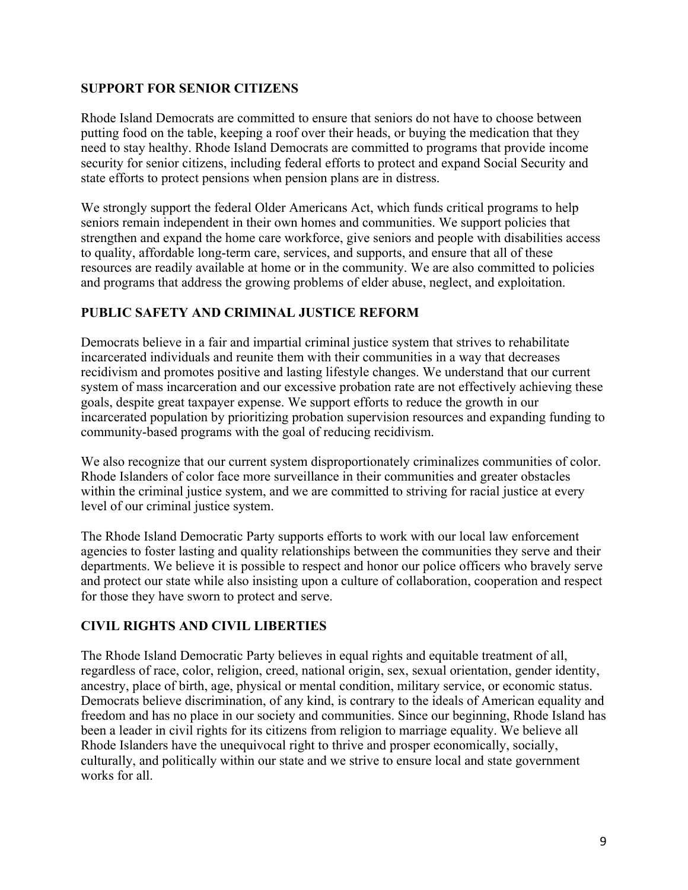## SUPPORT FOR SENIOR CITIZENS

Rhode Island Democrats are committed to ensure that seniors do not have to choose between putting food on the table, keeping a roof over their heads, or buying the medication that they need to stay healthy. Rhode Island Democrats are committed to programs that provide income security for senior citizens, including federal efforts to protect and expand Social Security and state efforts to protect pensions when pension plans are in distress.

We strongly support the federal Older Americans Act, which funds critical programs to help seniors remain independent in their own homes and communities. We support policies that strengthen and expand the home care workforce, give seniors and people with disabilities access to quality, affordable long-term care, services, and supports, and ensure that all of these resources are readily available at home or in the community. We are also committed to policies and programs that address the growing problems of elder abuse, neglect, and exploitation.

## PUBLIC SAFETY AND CRIMINAL JUSTICE REFORM

Democrats believe in a fair and impartial criminal justice system that strives to rehabilitate incarcerated individuals and reunite them with their communities in a way that decreases recidivism and promotes positive and lasting lifestyle changes. We understand that our current system of mass incarceration and our excessive probation rate are not effectively achieving these goals, despite great taxpayer expense. We support efforts to reduce the growth in our incarcerated population by prioritizing probation supervision resources and expanding funding to community-based programs with the goal of reducing recidivism.

We also recognize that our current system disproportionately criminalizes communities of color. Rhode Islanders of color face more surveillance in their communities and greater obstacles within the criminal justice system, and we are committed to striving for racial justice at every level of our criminal justice system.

The Rhode Island Democratic Party supports efforts to work with our local law enforcement agencies to foster lasting and quality relationships between the communities they serve and their departments. We believe it is possible to respect and honor our police officers who bravely serve and protect our state while also insisting upon a culture of collaboration, cooperation and respect for those they have sworn to protect and serve.

## CIVIL RIGHTS AND CIVIL LIBERTIES

The Rhode Island Democratic Party believes in equal rights and equitable treatment of all, regardless of race, color, religion, creed, national origin, sex, sexual orientation, gender identity, ancestry, place of birth, age, physical or mental condition, military service, or economic status. Democrats believe discrimination, of any kind, is contrary to the ideals of American equality and freedom and has no place in our society and communities. Since our beginning, Rhode Island has been a leader in civil rights for its citizens from religion to marriage equality. We believe all Rhode Islanders have the unequivocal right to thrive and prosper economically, socially, culturally, and politically within our state and we strive to ensure local and state government works for all.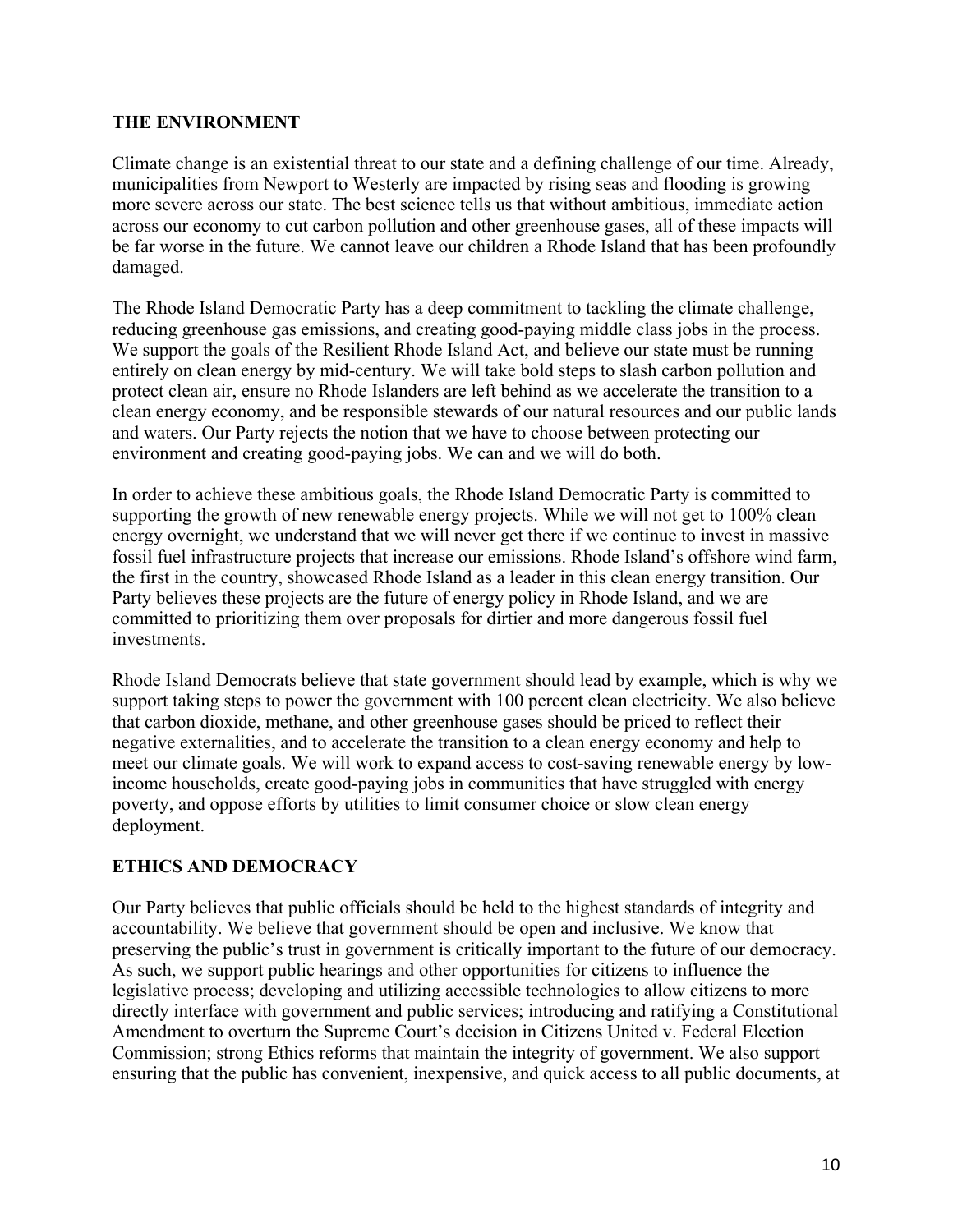## THE ENVIRONMENT

Climate change is an existential threat to our state and a defining challenge of our time. Already, municipalities from Newport to Westerly are impacted by rising seas and flooding is growing more severe across our state. The best science tells us that without ambitious, immediate action across our economy to cut carbon pollution and other greenhouse gases, all of these impacts will be far worse in the future. We cannot leave our children a Rhode Island that has been profoundly damaged.

The Rhode Island Democratic Party has a deep commitment to tackling the climate challenge, reducing greenhouse gas emissions, and creating good-paying middle class jobs in the process. We support the goals of the Resilient Rhode Island Act, and believe our state must be running entirely on clean energy by mid-century. We will take bold steps to slash carbon pollution and protect clean air, ensure no Rhode Islanders are left behind as we accelerate the transition to a clean energy economy, and be responsible stewards of our natural resources and our public lands and waters. Our Party rejects the notion that we have to choose between protecting our environment and creating good-paying jobs. We can and we will do both.

In order to achieve these ambitious goals, the Rhode Island Democratic Party is committed to supporting the growth of new renewable energy projects. While we will not get to 100% clean energy overnight, we understand that we will never get there if we continue to invest in massive fossil fuel infrastructure projects that increase our emissions. Rhode Island's offshore wind farm, the first in the country, showcased Rhode Island as a leader in this clean energy transition. Our Party believes these projects are the future of energy policy in Rhode Island, and we are committed to prioritizing them over proposals for dirtier and more dangerous fossil fuel investments.

Rhode Island Democrats believe that state government should lead by example, which is why we support taking steps to power the government with 100 percent clean electricity. We also believe that carbon dioxide, methane, and other greenhouse gases should be priced to reflect their negative externalities, and to accelerate the transition to a clean energy economy and help to meet our climate goals. We will work to expand access to cost-saving renewable energy by low-income households, create good-paying jobs in communities that have struggled with energy poverty, and oppose efforts by utilities to limit consumer choice or slow clean energy deployment.

## ETHICS AND DEMOCRACY

Our Party believes that public officials should be held to the highest standards of integrity and accountability. We believe that government should be open and inclusive. We know that preserving the public's trust in government is critically important to the future of our democracy. As such, we support public hearings and other opportunities for citizens to influence the legislative process; developing and utilizing accessible technologies to allow citizens to more directly interface with government and public services; introducing and ratifying a Constitutional Amendment to overturn the Supreme Court's decision in Citizens United v. Federal Election Commission; strong Ethics reforms that maintain the integrity of government. We also support ensuring that the public has convenient, inexpensive, and quick access to all public documents, at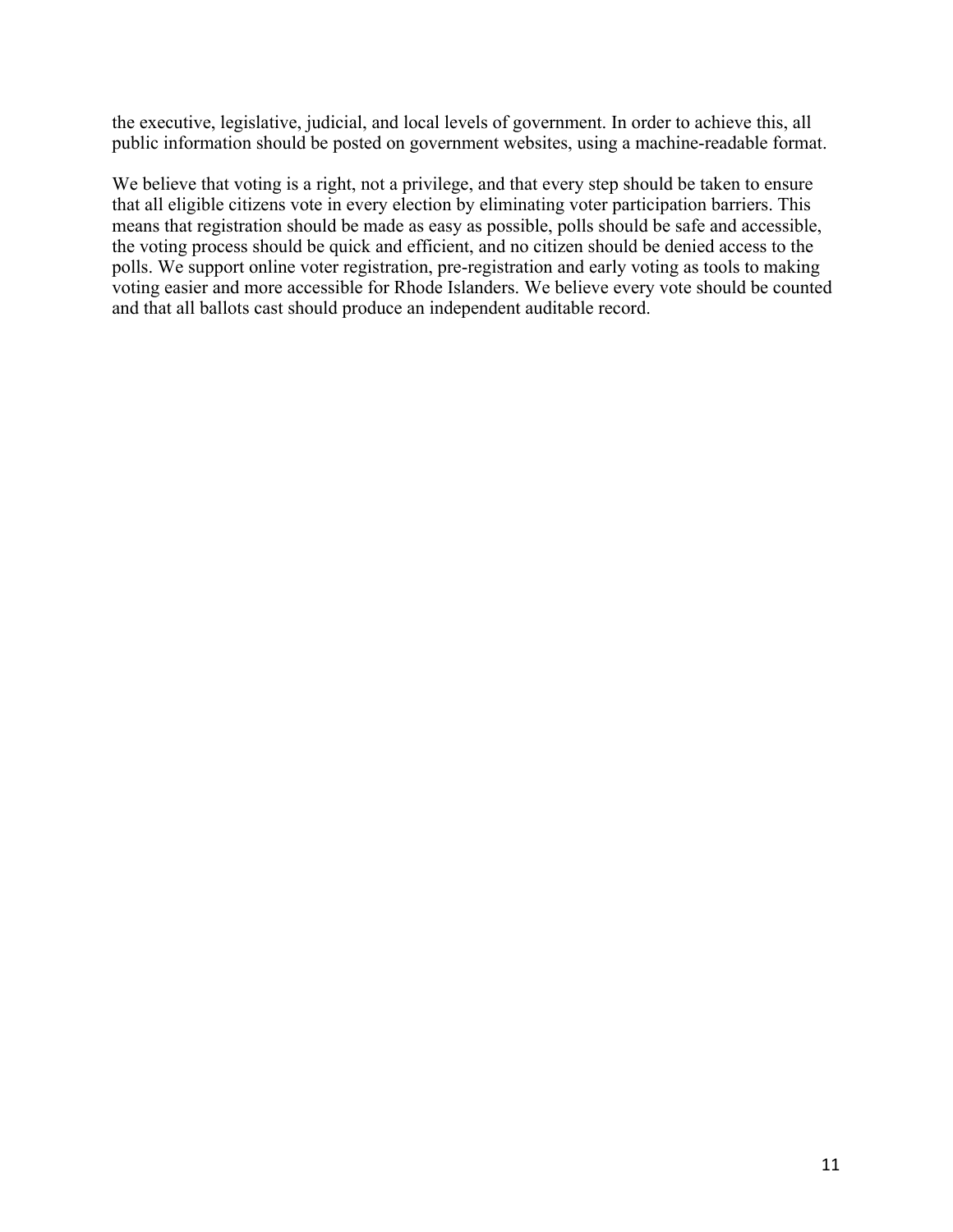the executive, legislative, judicial, and local levels of government. In order to achieve this, all public information should be posted on government websites, using a machine-readable format.

We believe that voting is a right, not a privilege, and that every step should be taken to ensure that all eligible citizens vote in every election by eliminating voter participation barriers. This means that registration should be made as easy as possible, polls should be safe and accessible, the voting process should be quick and efficient, and no citizen should be denied access to the polls. We support online voter registration, pre-registration and early voting as tools to making voting easier and more accessible for Rhode Islanders. We believe every vote should be counted and that all ballots cast should produce an independent auditable record.